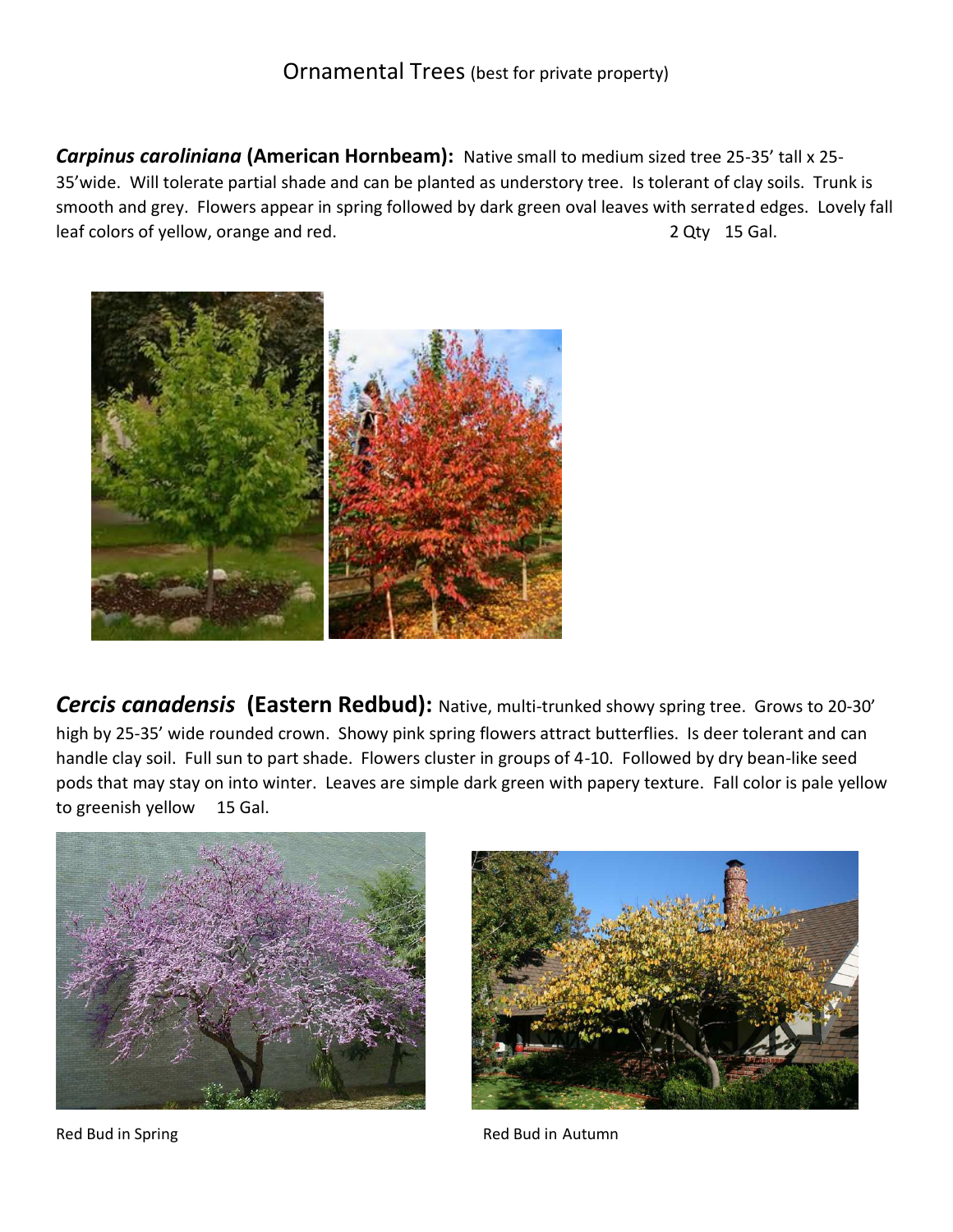## Ornamental Trees (best for private property)

***Carpinus caroliniana* (American Hornbeam):** Native small to medium sized tree 25-35' tall x 25-35'wide. Will tolerate partial shade and can be planted as understory tree. Is tolerant of clay soils. Trunk is smooth and grey. Flowers appear in spring followed by dark green oval leaves with serrated edges. Lovely fall leaf colors of yellow, orange and red. 2 Qty 15 Gal.

***Cercis canadensis* (Eastern Redbud):** Native, multi-trunked showy spring tree. Grows to 20-30' high by 25-35' wide rounded crown. Showy pink spring flowers attract butterflies. Is deer tolerant and can handle clay soil. Full sun to part shade. Flowers cluster in groups of 4-10. Followed by dry bean-like seed pods that may stay on into winter. Leaves are simple dark green with papery texture. Fall color is pale yellow to greenish yellow 15 Gal.

Red Bud in Spring

Red Bud in Autumn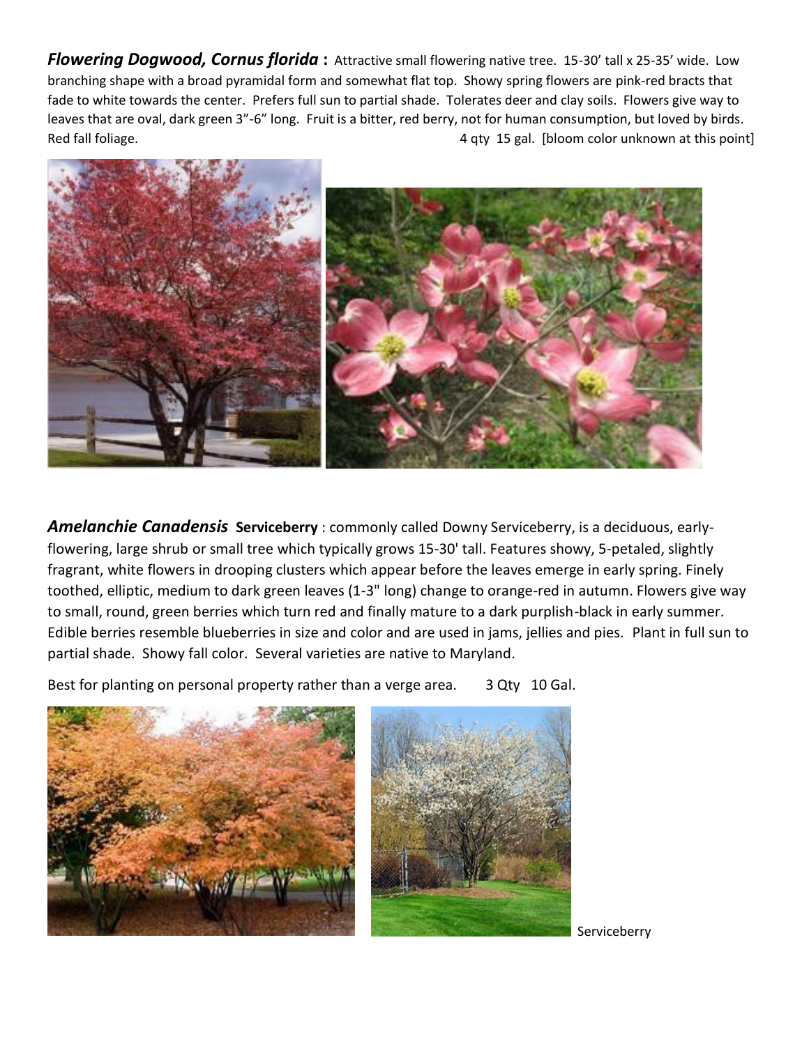***Flowering Dogwood, Cornus florida* :** Attractive small flowering native tree. 15-30' tall x 25-35' wide. Low branching shape with a broad pyramidal form and somewhat flat top. Showy spring flowers are pink-red bracts that fade to white towards the center. Prefers full sun to partial shade. Tolerates deer and clay soils. Flowers give way to leaves that are oval, dark green 3"-6" long. Fruit is a bitter, red berry, not for human consumption, but loved by birds. Red fall foliage. 4 qty 15 gal. [bloom color unknown at this point]

***Amelanchie Canadensis* Serviceberry** : commonly called Downy Serviceberry, is a deciduous, early-flowering, large shrub or small tree which typically grows 15-30' tall. Features showy, 5-petaled, slightly fragrant, white flowers in drooping clusters which appear before the leaves emerge in early spring. Finely toothed, elliptic, medium to dark green leaves (1-3" long) change to orange-red in autumn. Flowers give way to small, round, green berries which turn red and finally mature to a dark purplish-black in early summer. Edible berries resemble blueberries in size and color and are used in jams, jellies and pies. Plant in full sun to partial shade. Showy fall color. Several varieties are native to Maryland.

Best for planting on personal property rather than a verge area. 3 Qty 10 Gal.

Serviceberry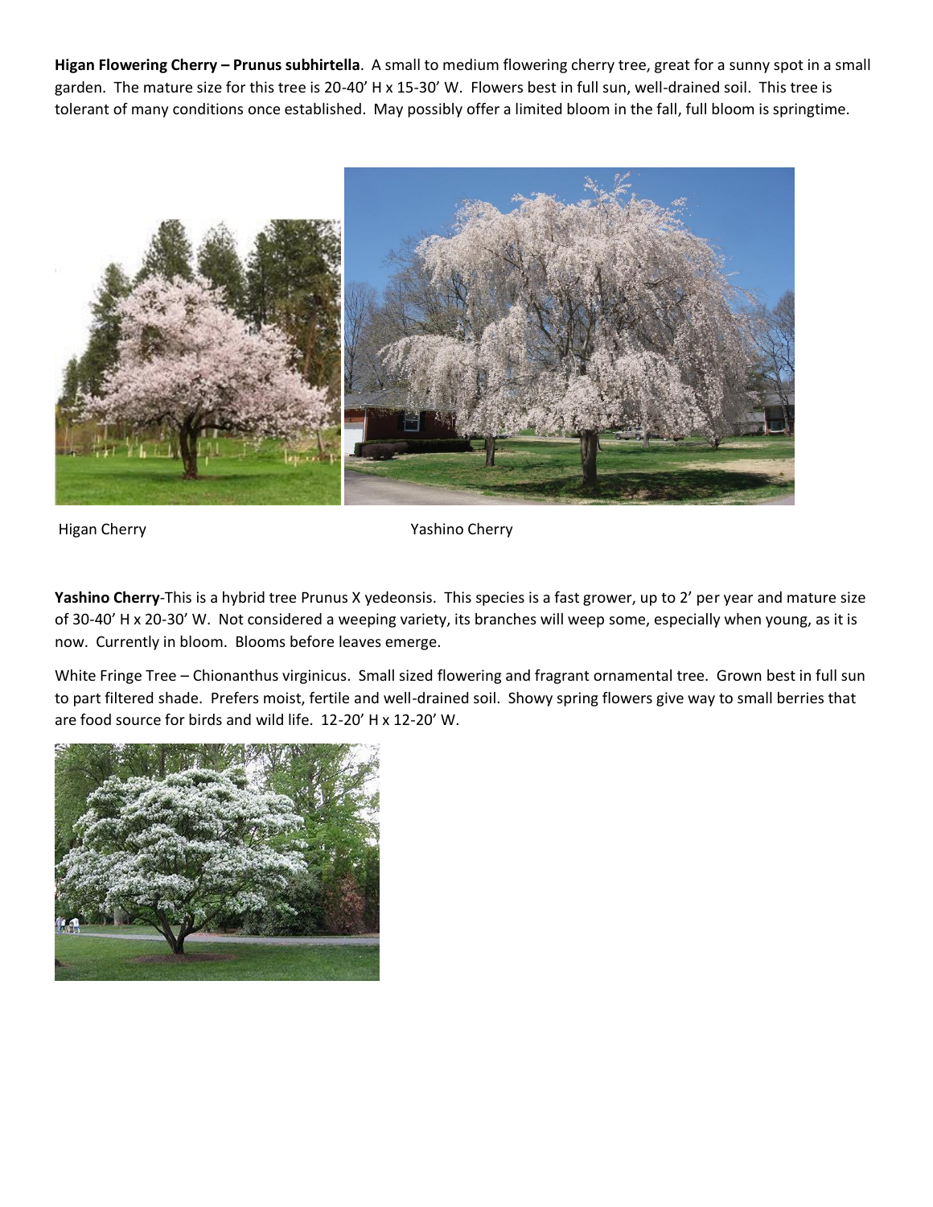**Higan Flowering Cherry – Prunus subhirtella**. A small to medium flowering cherry tree, great for a sunny spot in a small garden. The mature size for this tree is 20-40' H x 15-30' W. Flowers best in full sun, well-drained soil. This tree is tolerant of many conditions once established. May possibly offer a limited bloom in the fall, full bloom is springtime.

Higan Cherry

Yashino Cherry

**Yashino Cherry**-This is a hybrid tree Prunus X yedeonsis. This species is a fast grower, up to 2' per year and mature size of 30-40' H x 20-30' W. Not considered a weeping variety, its branches will weep some, especially when young, as it is now. Currently in bloom. Blooms before leaves emerge.

White Fringe Tree – Chionanthus virginicus. Small sized flowering and fragrant ornamental tree. Grown best in full sun to part filtered shade. Prefers moist, fertile and well-drained soil. Showy spring flowers give way to small berries that are food source for birds and wild life. 12-20' H x 12-20' W.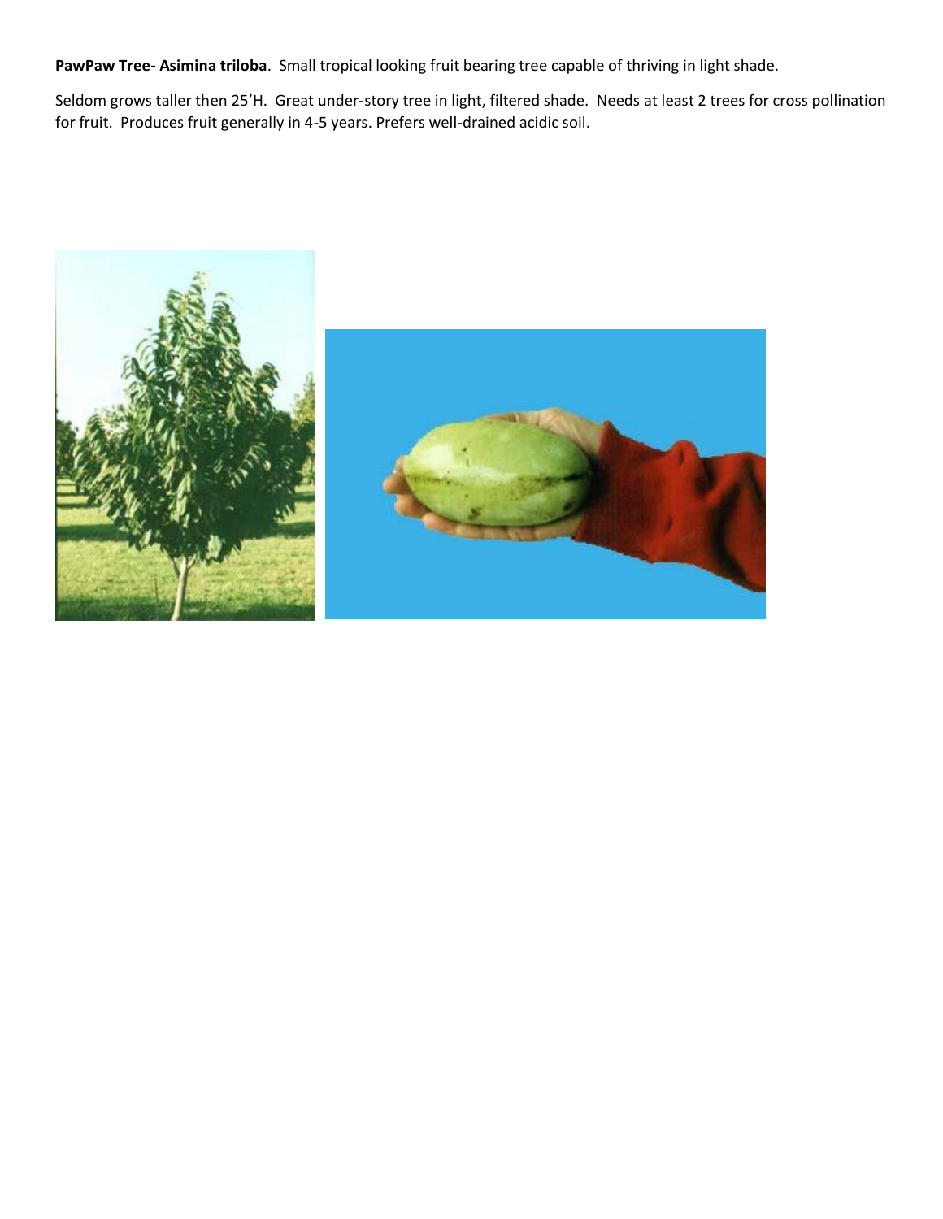**PawPaw Tree- Asimina triloba**. Small tropical looking fruit bearing tree capable of thriving in light shade.

Seldom grows taller then 25'H. Great under-story tree in light, filtered shade. Needs at least 2 trees for cross pollination for fruit. Produces fruit generally in 4-5 years. Prefers well-drained acidic soil.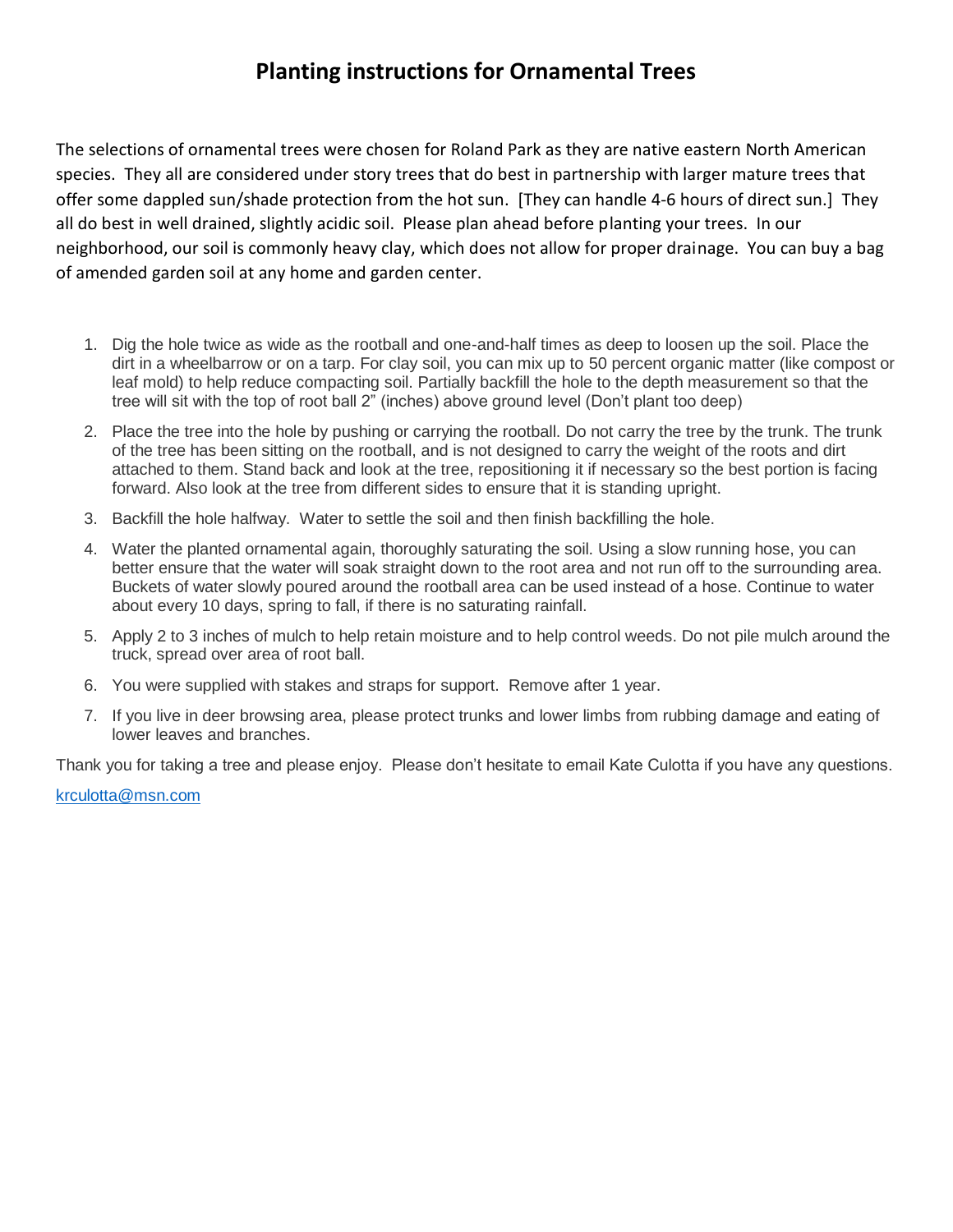# Planting instructions for Ornamental Trees

The selections of ornamental trees were chosen for Roland Park as they are native eastern North American species. They all are considered under story trees that do best in partnership with larger mature trees that offer some dappled sun/shade protection from the hot sun. [They can handle 4-6 hours of direct sun.] They all do best in well drained, slightly acidic soil. Please plan ahead before planting your trees. In our neighborhood, our soil is commonly heavy clay, which does not allow for proper drainage. You can buy a bag of amended garden soil at any home and garden center.

1. Dig the hole twice as wide as the rootball and one-and-half times as deep to loosen up the soil. Place the dirt in a wheelbarrow or on a tarp. For clay soil, you can mix up to 50 percent organic matter (like compost or leaf mold) to help reduce compacting soil. Partially backfill the hole to the depth measurement so that the tree will sit with the top of root ball 2" (inches) above ground level (Don't plant too deep)
2. Place the tree into the hole by pushing or carrying the rootball. Do not carry the tree by the trunk. The trunk of the tree has been sitting on the rootball, and is not designed to carry the weight of the roots and dirt attached to them. Stand back and look at the tree, repositioning it if necessary so the best portion is facing forward. Also look at the tree from different sides to ensure that it is standing upright.
3. Backfill the hole halfway. Water to settle the soil and then finish backfilling the hole.
4. Water the planted ornamental again, thoroughly saturating the soil. Using a slow running hose, you can better ensure that the water will soak straight down to the root area and not run off to the surrounding area. Buckets of water slowly poured around the rootball area can be used instead of a hose. Continue to water about every 10 days, spring to fall, if there is no saturating rainfall.
5. Apply 2 to 3 inches of mulch to help retain moisture and to help control weeds. Do not pile mulch around the truck, spread over area of root ball.
6. You were supplied with stakes and straps for support. Remove after 1 year.
7. If you live in deer browsing area, please protect trunks and lower limbs from rubbing damage and eating of lower leaves and branches.

Thank you for taking a tree and please enjoy. Please don't hesitate to email Kate Culotta if you have any questions.

krculotta@msn.com